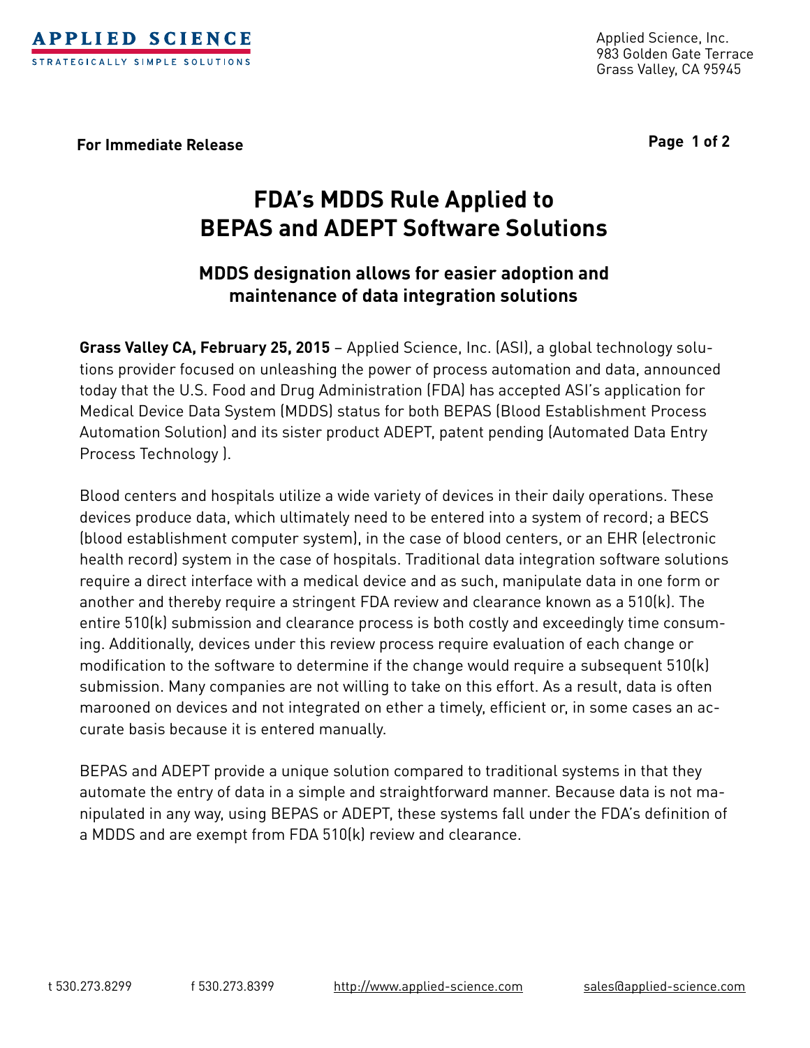APPLIED SCIENCE
STRATEGICALLY SIMPLE SOLUTIONS

Applied Science, Inc.
983 Golden Gate Terrace
Grass Valley, CA 95945

**For Immediate Release**

# FDA's MDDS Rule Applied to BEPAS and ADEPT Software Solutions

## MDDS designation allows for easier adoption and maintenance of data integration solutions

**Grass Valley CA, February 25, 2015** – Applied Science, Inc. (ASI), a global technology solutions provider focused on unleashing the power of process automation and data, announced today that the U.S. Food and Drug Administration (FDA) has accepted ASI's application for Medical Device Data System (MDDS) status for both BEPAS (Blood Establishment Process Automation Solution) and its sister product ADEPT, patent pending (Automated Data Entry Process Technology ).

Blood centers and hospitals utilize a wide variety of devices in their daily operations. These devices produce data, which ultimately need to be entered into a system of record; a BECS (blood establishment computer system), in the case of blood centers, or an EHR (electronic health record) system in the case of hospitals. Traditional data integration software solutions require a direct interface with a medical device and as such, manipulate data in one form or another and thereby require a stringent FDA review and clearance known as a 510(k). The entire 510(k) submission and clearance process is both costly and exceedingly time consuming. Additionally, devices under this review process require evaluation of each change or modification to the software to determine if the change would require a subsequent 510(k) submission. Many companies are not willing to take on this effort. As a result, data is often marooned on devices and not integrated on ether a timely, efficient or, in some cases an accurate basis because it is entered manually.

BEPAS and ADEPT provide a unique solution compared to traditional systems in that they automate the entry of data in a simple and straightforward manner. Because data is not manipulated in any way, using BEPAS or ADEPT, these systems fall under the FDA's definition of a MDDS and are exempt from FDA 510(k) review and clearance.

t 530.273.8299 f 530.273.8399 http://www.applied-science.com sales@applied-science.com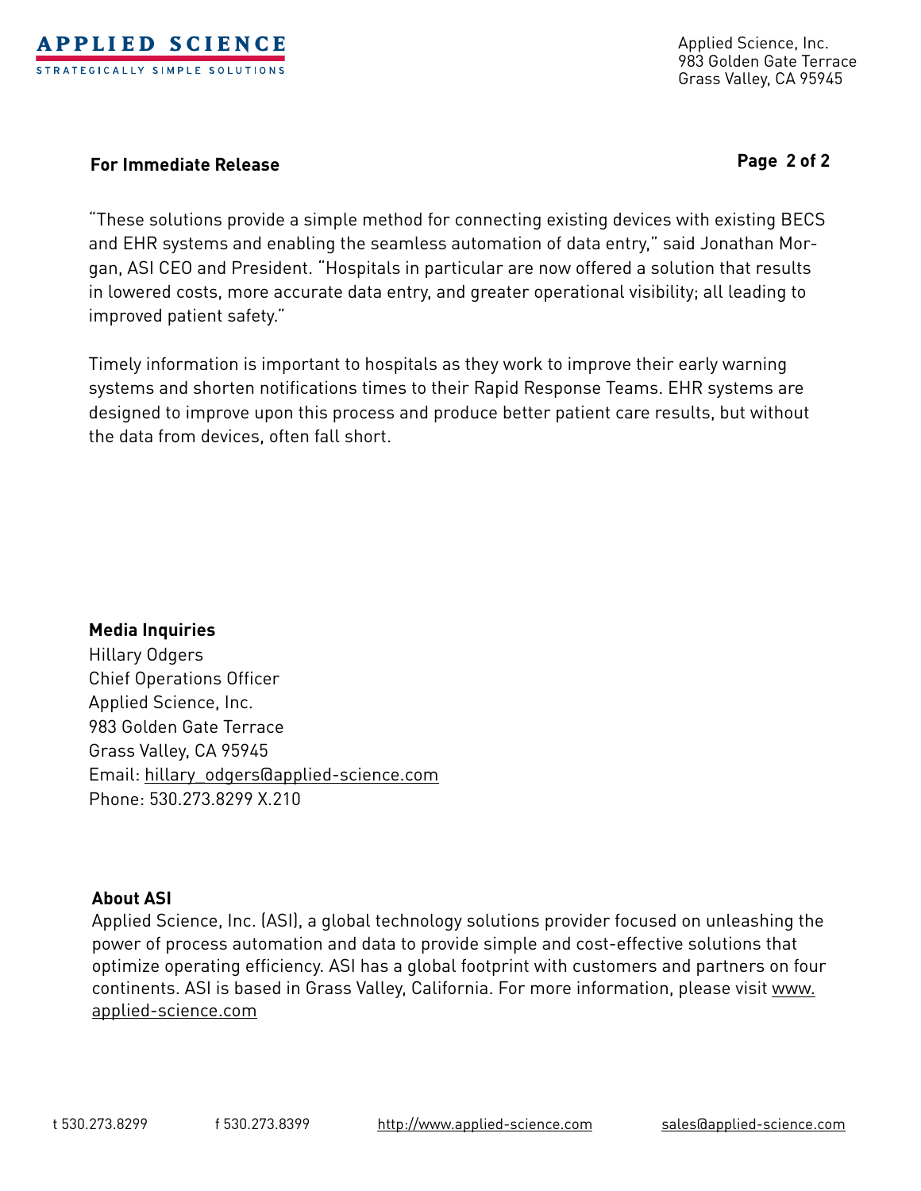**For Immediate Release**

"These solutions provide a simple method for connecting existing devices with existing BECS and EHR systems and enabling the seamless automation of data entry," said Jonathan Morgan, ASI CEO and President. "Hospitals in particular are now offered a solution that results in lowered costs, more accurate data entry, and greater operational visibility; all leading to improved patient safety."

Timely information is important to hospitals as they work to improve their early warning systems and shorten notifications times to their Rapid Response Teams. EHR systems are designed to improve upon this process and produce better patient care results, but without the data from devices, often fall short.

**Media Inquiries**
Hillary Odgers
Chief Operations Officer
Applied Science, Inc.
983 Golden Gate Terrace
Grass Valley, CA 95945
Email: hillary_odgers@applied-science.com
Phone: 530.273.8299 X.210

**About ASI**
Applied Science, Inc. (ASI), a global technology solutions provider focused on unleashing the power of process automation and data to provide simple and cost-effective solutions that optimize operating efficiency. ASI has a global footprint with customers and partners on four continents. ASI is based in Grass Valley, California. For more information, please visit www.applied-science.com